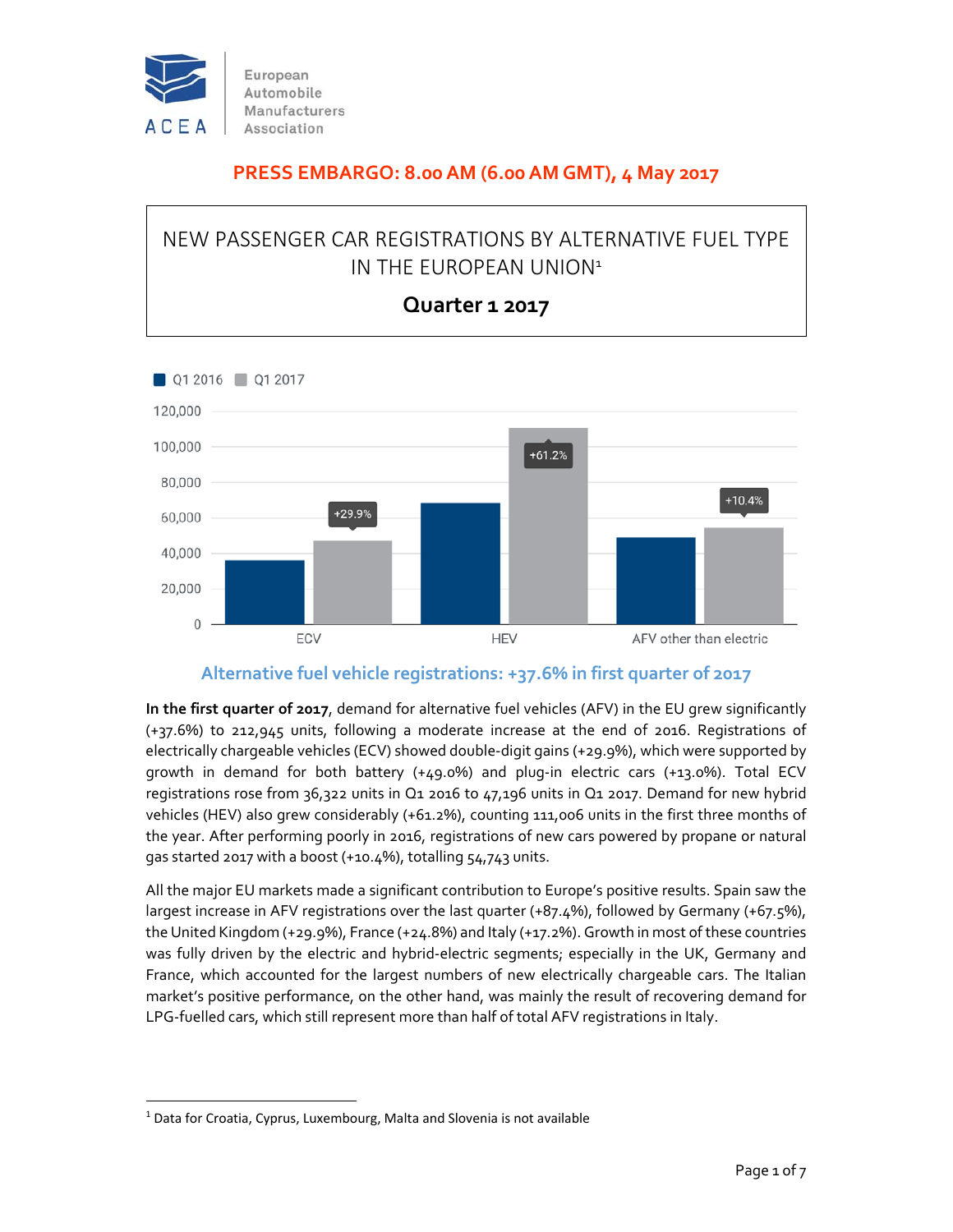European Automobile Manufacturers Association

**PRESS EMBARGO: 8.00 AM (6.00 AM GMT), 4 May 2017**

# NEW PASSENGER CAR REGISTRATIONS BY ALTERNATIVE FUEL TYPE IN THE EUROPEAN UNION[1]

## Quarter 1 2017

Q1 2016 | Q1 2017

| | Q1 2016 | Q1 2017 | Change |
|---|---|---|---|
| ECV | | | +29.9% |
| HEV | | | +61.2% |
| AFV other than electric | | | +10.4% |

## Alternative fuel vehicle registrations: +37.6% in first quarter of 2017

**In the first quarter of 2017**, demand for alternative fuel vehicles (AFV) in the EU grew significantly (+37.6%) to 212,945 units, following a moderate increase at the end of 2016. Registrations of electrically chargeable vehicles (ECV) showed double-digit gains (+29.9%), which were supported by growth in demand for both battery (+49.0%) and plug-in electric cars (+13.0%). Total ECV registrations rose from 36,322 units in Q1 2016 to 47,196 units in Q1 2017. Demand for new hybrid vehicles (HEV) also grew considerably (+61.2%), counting 111,006 units in the first three months of the year. After performing poorly in 2016, registrations of new cars powered by propane or natural gas started 2017 with a boost (+10.4%), totalling 54,743 units.

All the major EU markets made a significant contribution to Europe's positive results. Spain saw the largest increase in AFV registrations over the last quarter (+87.4%), followed by Germany (+67.5%), the United Kingdom (+29.9%), France (+24.8%) and Italy (+17.2%). Growth in most of these countries was fully driven by the electric and hybrid-electric segments; especially in the UK, Germany and France, which accounted for the largest numbers of new electrically chargeable cars. The Italian market's positive performance, on the other hand, was mainly the result of recovering demand for LPG-fuelled cars, which still represent more than half of total AFV registrations in Italy.

[1] Data for Croatia, Cyprus, Luxembourg, Malta and Slovenia is not available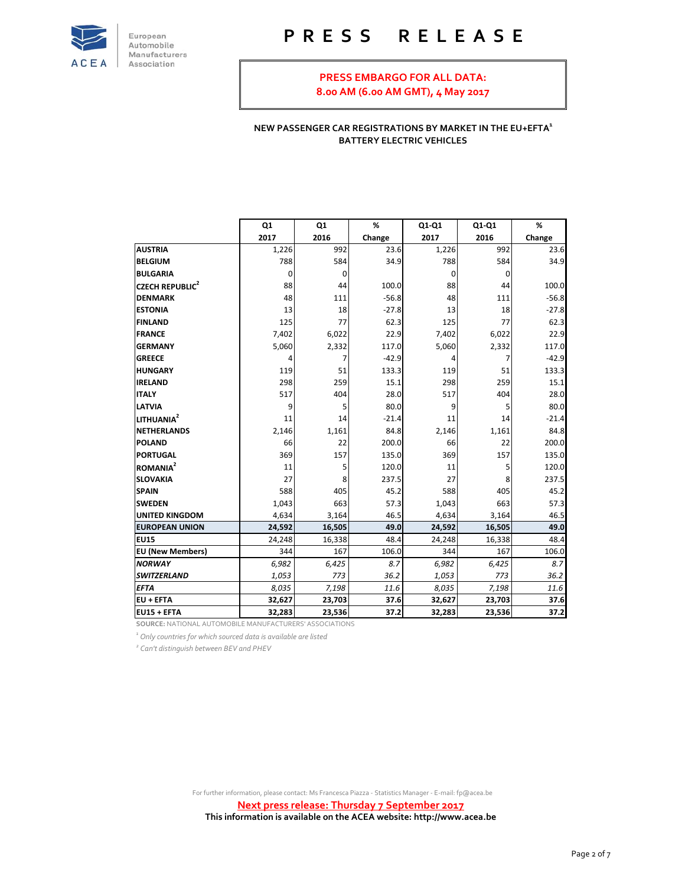# PRESS RELEASE

**PRESS EMBARGO FOR ALL DATA:**
**8.00 AM (6.00 AM GMT), 4 May 2017**

**NEW PASSENGER CAR REGISTRATIONS BY MARKET IN THE EU+EFTA[1]**
**BATTERY ELECTRIC VEHICLES**

| | Q1 2017 | Q1 2016 | % Change | Q1-Q1 2017 | Q1-Q1 2016 | % Change |
|---|---|---|---|---|---|---|
| **AUSTRIA** | 1,226 | 992 | 23.6 | 1,226 | 992 | 23.6 |
| **BELGIUM** | 788 | 584 | 34.9 | 788 | 584 | 34.9 |
| **BULGARIA** | 0 | 0 | | 0 | 0 | |
| **CZECH REPUBLIC[2]** | 88 | 44 | 100.0 | 88 | 44 | 100.0 |
| **DENMARK** | 48 | 111 | -56.8 | 48 | 111 | -56.8 |
| **ESTONIA** | 13 | 18 | -27.8 | 13 | 18 | -27.8 |
| **FINLAND** | 125 | 77 | 62.3 | 125 | 77 | 62.3 |
| **FRANCE** | 7,402 | 6,022 | 22.9 | 7,402 | 6,022 | 22.9 |
| **GERMANY** | 5,060 | 2,332 | 117.0 | 5,060 | 2,332 | 117.0 |
| **GREECE** | 4 | 7 | -42.9 | 4 | 7 | -42.9 |
| **HUNGARY** | 119 | 51 | 133.3 | 119 | 51 | 133.3 |
| **IRELAND** | 298 | 259 | 15.1 | 298 | 259 | 15.1 |
| **ITALY** | 517 | 404 | 28.0 | 517 | 404 | 28.0 |
| **LATVIA** | 9 | 5 | 80.0 | 9 | 5 | 80.0 |
| **LITHUANIA[2]** | 11 | 14 | -21.4 | 11 | 14 | -21.4 |
| **NETHERLANDS** | 2,146 | 1,161 | 84.8 | 2,146 | 1,161 | 84.8 |
| **POLAND** | 66 | 22 | 200.0 | 66 | 22 | 200.0 |
| **PORTUGAL** | 369 | 157 | 135.0 | 369 | 157 | 135.0 |
| **ROMANIA[2]** | 11 | 5 | 120.0 | 11 | 5 | 120.0 |
| **SLOVAKIA** | 27 | 8 | 237.5 | 27 | 8 | 237.5 |
| **SPAIN** | 588 | 405 | 45.2 | 588 | 405 | 45.2 |
| **SWEDEN** | 1,043 | 663 | 57.3 | 1,043 | 663 | 57.3 |
| **UNITED KINGDOM** | 4,634 | 3,164 | 46.5 | 4,634 | 3,164 | 46.5 |
| **EUROPEAN UNION** | **24,592** | **16,505** | **49.0** | **24,592** | **16,505** | **49.0** |
| **EU15** | 24,248 | 16,338 | 48.4 | 24,248 | 16,338 | 48.4 |
| **EU (New Members)** | 344 | 167 | 106.0 | 344 | 167 | 106.0 |
| ***NORWAY*** | *6,982* | *6,425* | *8.7* | *6,982* | *6,425* | *8.7* |
| ***SWITZERLAND*** | *1,053* | *773* | *36.2* | *1,053* | *773* | *36.2* |
| ***EFTA*** | *8,035* | *7,198* | *11.6* | *8,035* | *7,198* | *11.6* |
| **EU + EFTA** | **32,627** | **23,703** | **37.6** | **32,627** | **23,703** | **37.6** |
| **EU15 + EFTA** | **32,283** | **23,536** | **37.2** | **32,283** | **23,536** | **37.2** |

**SOURCE:** NATIONAL AUTOMOBILE MANUFACTURERS' ASSOCIATIONS

[1] *Only countries for which sourced data is available are listed*

[2] *Can't distinguish between BEV and PHEV*

For further information, please contact: Ms Francesca Piazza - Statistics Manager - E-mail: fp@acea.be

**Next press release: Thursday 7 September 2017**

**This information is available on the ACEA website: http://www.acea.be**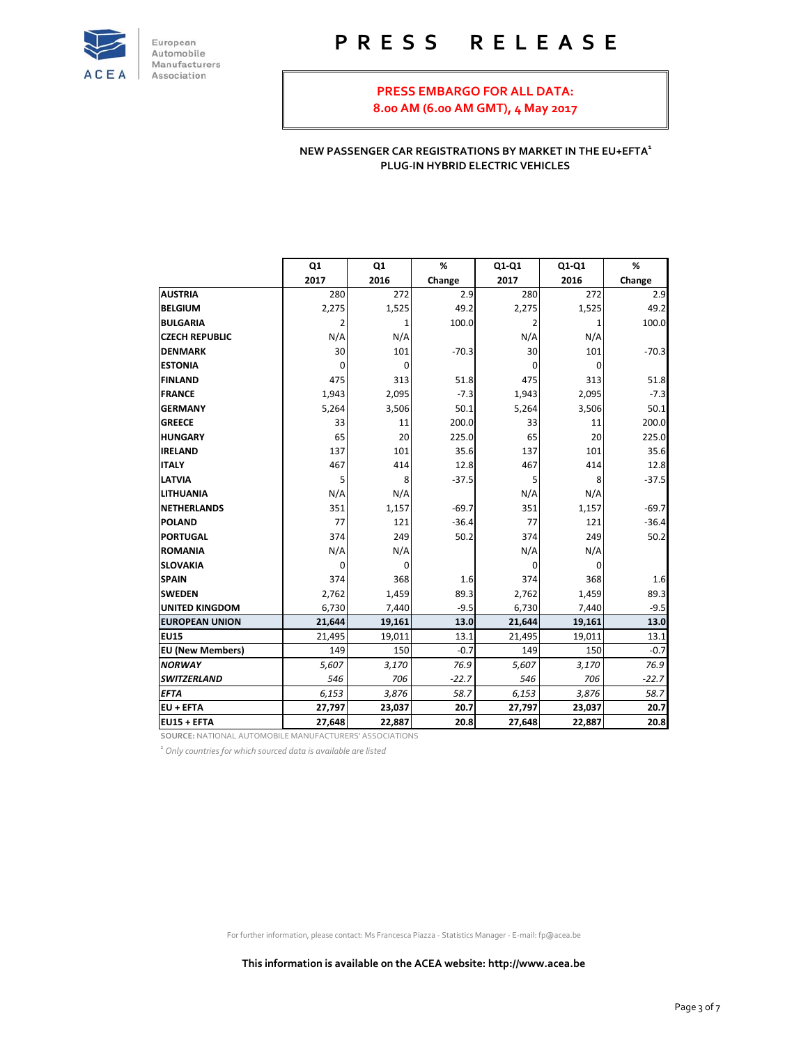# PRESS RELEASE

**PRESS EMBARGO FOR ALL DATA:**
**8.00 AM (6.00 AM GMT), 4 May 2017**

**NEW PASSENGER CAR REGISTRATIONS BY MARKET IN THE EU+EFTA[1]**
**PLUG-IN HYBRID ELECTRIC VEHICLES**

| | Q1 2017 | Q1 2016 | % Change | Q1-Q1 2017 | Q1-Q1 2016 | % Change |
|---|---|---|---|---|---|---|
| **AUSTRIA** | 280 | 272 | 2.9 | 280 | 272 | 2.9 |
| **BELGIUM** | 2,275 | 1,525 | 49.2 | 2,275 | 1,525 | 49.2 |
| **BULGARIA** | 2 | 1 | 100.0 | 2 | 1 | 100.0 |
| **CZECH REPUBLIC** | N/A | N/A | | N/A | N/A | |
| **DENMARK** | 30 | 101 | -70.3 | 30 | 101 | -70.3 |
| **ESTONIA** | 0 | 0 | | 0 | 0 | |
| **FINLAND** | 475 | 313 | 51.8 | 475 | 313 | 51.8 |
| **FRANCE** | 1,943 | 2,095 | -7.3 | 1,943 | 2,095 | -7.3 |
| **GERMANY** | 5,264 | 3,506 | 50.1 | 5,264 | 3,506 | 50.1 |
| **GREECE** | 33 | 11 | 200.0 | 33 | 11 | 200.0 |
| **HUNGARY** | 65 | 20 | 225.0 | 65 | 20 | 225.0 |
| **IRELAND** | 137 | 101 | 35.6 | 137 | 101 | 35.6 |
| **ITALY** | 467 | 414 | 12.8 | 467 | 414 | 12.8 |
| **LATVIA** | 5 | 8 | -37.5 | 5 | 8 | -37.5 |
| **LITHUANIA** | N/A | N/A | | N/A | N/A | |
| **NETHERLANDS** | 351 | 1,157 | -69.7 | 351 | 1,157 | -69.7 |
| **POLAND** | 77 | 121 | -36.4 | 77 | 121 | -36.4 |
| **PORTUGAL** | 374 | 249 | 50.2 | 374 | 249 | 50.2 |
| **ROMANIA** | N/A | N/A | | N/A | N/A | |
| **SLOVAKIA** | 0 | 0 | | 0 | 0 | |
| **SPAIN** | 374 | 368 | 1.6 | 374 | 368 | 1.6 |
| **SWEDEN** | 2,762 | 1,459 | 89.3 | 2,762 | 1,459 | 89.3 |
| **UNITED KINGDOM** | 6,730 | 7,440 | -9.5 | 6,730 | 7,440 | -9.5 |
| **EUROPEAN UNION** | **21,644** | **19,161** | **13.0** | **21,644** | **19,161** | **13.0** |
| **EU15** | 21,495 | 19,011 | 13.1 | 21,495 | 19,011 | 13.1 |
| **EU (New Members)** | 149 | 150 | -0.7 | 149 | 150 | -0.7 |
| ***NORWAY*** | *5,607* | *3,170* | *76.9* | *5,607* | *3,170* | *76.9* |
| ***SWITZERLAND*** | *546* | *706* | *-22.7* | *546* | *706* | *-22.7* |
| ***EFTA*** | *6,153* | *3,876* | *58.7* | *6,153* | *3,876* | *58.7* |
| **EU + EFTA** | **27,797** | **23,037** | **20.7** | **27,797** | **23,037** | **20.7** |
| **EU15 + EFTA** | **27,648** | **22,887** | **20.8** | **27,648** | **22,887** | **20.8** |

**SOURCE:** NATIONAL AUTOMOBILE MANUFACTURERS' ASSOCIATIONS

[1] *Only countries for which sourced data is available are listed*

For further information, please contact: Ms Francesca Piazza - Statistics Manager - E-mail: fp@acea.be

**This information is available on the ACEA website: http://www.acea.be**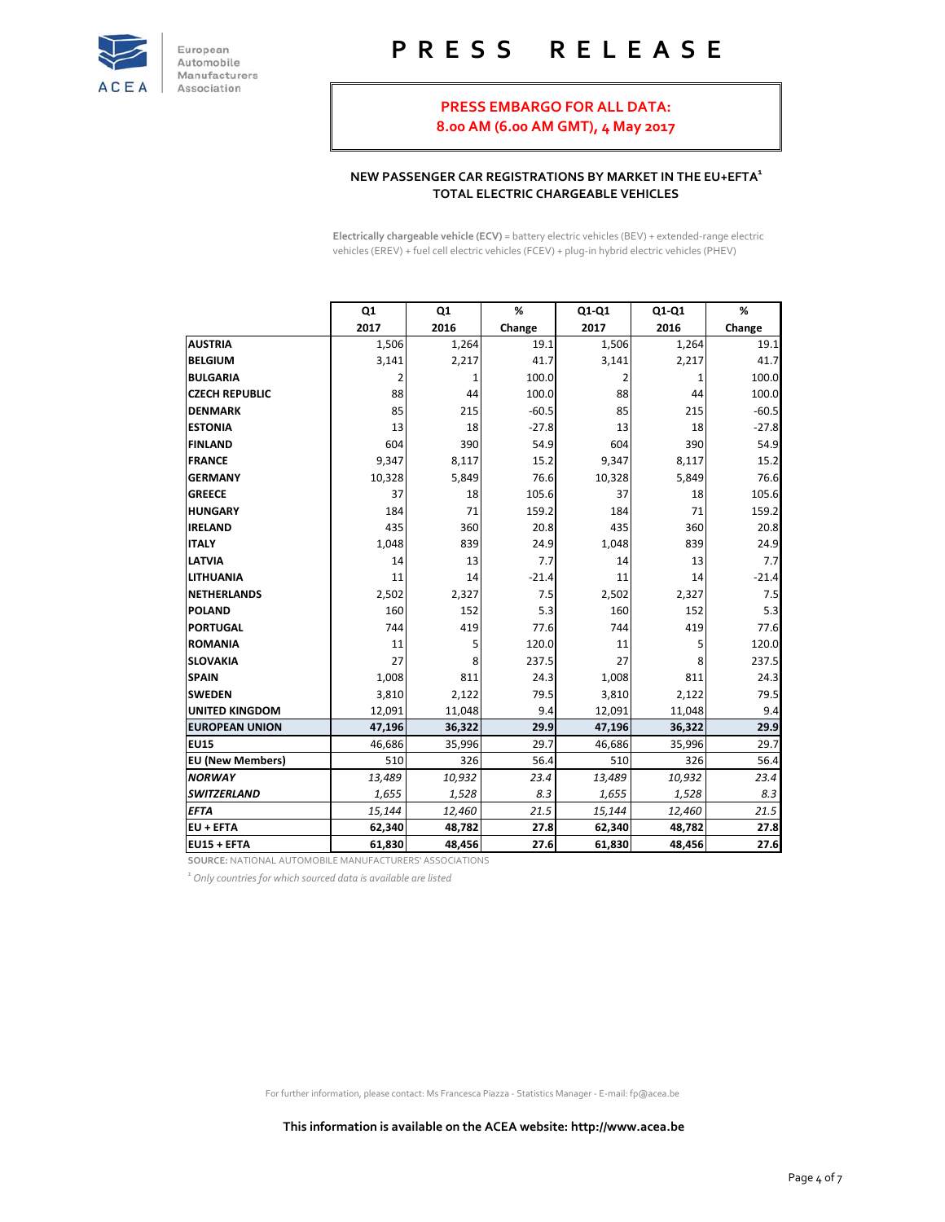# PRESS RELEASE

**PRESS EMBARGO FOR ALL DATA:**
**8.00 AM (6.00 AM GMT), 4 May 2017**

### NEW PASSENGER CAR REGISTRATIONS BY MARKET IN THE EU+EFTA[1]
### TOTAL ELECTRIC CHARGEABLE VEHICLES

**Electrically chargeable vehicle (ECV)** = battery electric vehicles (BEV) + extended-range electric vehicles (EREV) + fuel cell electric vehicles (FCEV) + plug-in hybrid electric vehicles (PHEV)

| | Q1 2017 | Q1 2016 | % Change | Q1-Q1 2017 | Q1-Q1 2016 | % Change |
|---|---|---|---|---|---|---|
| **AUSTRIA** | 1,506 | 1,264 | 19.1 | 1,506 | 1,264 | 19.1 |
| **BELGIUM** | 3,141 | 2,217 | 41.7 | 3,141 | 2,217 | 41.7 |
| **BULGARIA** | 2 | 1 | 100.0 | 2 | 1 | 100.0 |
| **CZECH REPUBLIC** | 88 | 44 | 100.0 | 88 | 44 | 100.0 |
| **DENMARK** | 85 | 215 | -60.5 | 85 | 215 | -60.5 |
| **ESTONIA** | 13 | 18 | -27.8 | 13 | 18 | -27.8 |
| **FINLAND** | 604 | 390 | 54.9 | 604 | 390 | 54.9 |
| **FRANCE** | 9,347 | 8,117 | 15.2 | 9,347 | 8,117 | 15.2 |
| **GERMANY** | 10,328 | 5,849 | 76.6 | 10,328 | 5,849 | 76.6 |
| **GREECE** | 37 | 18 | 105.6 | 37 | 18 | 105.6 |
| **HUNGARY** | 184 | 71 | 159.2 | 184 | 71 | 159.2 |
| **IRELAND** | 435 | 360 | 20.8 | 435 | 360 | 20.8 |
| **ITALY** | 1,048 | 839 | 24.9 | 1,048 | 839 | 24.9 |
| **LATVIA** | 14 | 13 | 7.7 | 14 | 13 | 7.7 |
| **LITHUANIA** | 11 | 14 | -21.4 | 11 | 14 | -21.4 |
| **NETHERLANDS** | 2,502 | 2,327 | 7.5 | 2,502 | 2,327 | 7.5 |
| **POLAND** | 160 | 152 | 5.3 | 160 | 152 | 5.3 |
| **PORTUGAL** | 744 | 419 | 77.6 | 744 | 419 | 77.6 |
| **ROMANIA** | 11 | 5 | 120.0 | 11 | 5 | 120.0 |
| **SLOVAKIA** | 27 | 8 | 237.5 | 27 | 8 | 237.5 |
| **SPAIN** | 1,008 | 811 | 24.3 | 1,008 | 811 | 24.3 |
| **SWEDEN** | 3,810 | 2,122 | 79.5 | 3,810 | 2,122 | 79.5 |
| **UNITED KINGDOM** | 12,091 | 11,048 | 9.4 | 12,091 | 11,048 | 9.4 |
| **EUROPEAN UNION** | **47,196** | **36,322** | **29.9** | **47,196** | **36,322** | **29.9** |
| **EU15** | 46,686 | 35,996 | 29.7 | 46,686 | 35,996 | 29.7 |
| **EU (New Members)** | 510 | 326 | 56.4 | 510 | 326 | 56.4 |
| ***NORWAY*** | *13,489* | *10,932* | *23.4* | *13,489* | *10,932* | *23.4* |
| ***SWITZERLAND*** | *1,655* | *1,528* | *8.3* | *1,655* | *1,528* | *8.3* |
| ***EFTA*** | *15,144* | *12,460* | *21.5* | *15,144* | *12,460* | *21.5* |
| **EU + EFTA** | **62,340** | **48,782** | **27.8** | **62,340** | **48,782** | **27.8** |
| **EU15 + EFTA** | **61,830** | **48,456** | **27.6** | **61,830** | **48,456** | **27.6** |

**SOURCE:** NATIONAL AUTOMOBILE MANUFACTURERS' ASSOCIATIONS

[1] *Only countries for which sourced data is available are listed*

For further information, please contact: Ms Francesca Piazza - Statistics Manager - E-mail: fp@acea.be

**This information is available on the ACEA website: http://www.acea.be**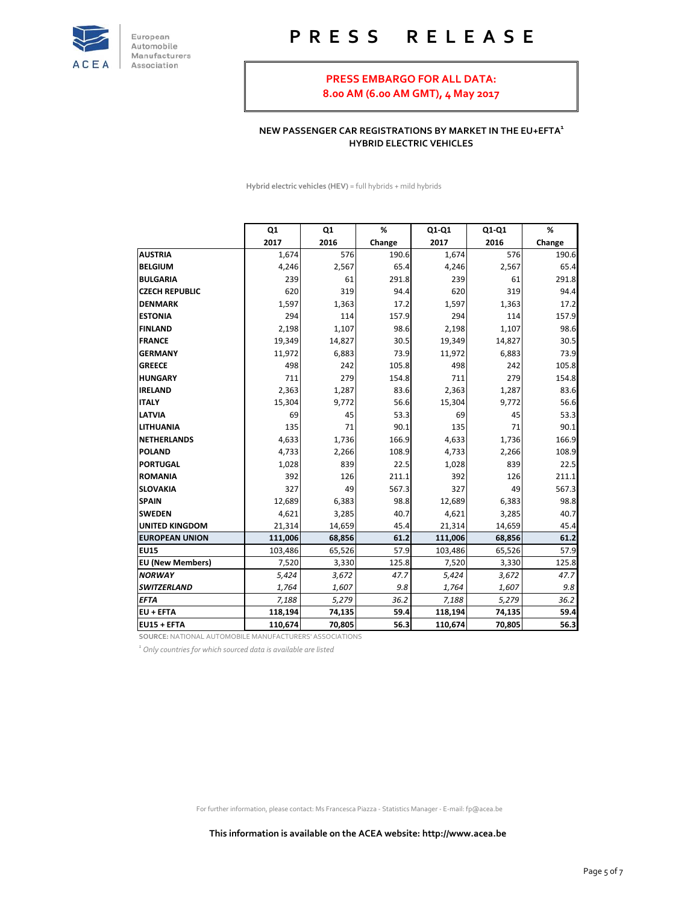# PRESS RELEASE

**PRESS EMBARGO FOR ALL DATA:**
**8.00 AM (6.00 AM GMT), 4 May 2017**

**NEW PASSENGER CAR REGISTRATIONS BY MARKET IN THE EU+EFTA[1]**
**HYBRID ELECTRIC VEHICLES**

**Hybrid electric vehicles (HEV)** = full hybrids + mild hybrids

| | Q1 2017 | Q1 2016 | % Change | Q1-Q1 2017 | Q1-Q1 2016 | % Change |
|---|---|---|---|---|---|---|
| **AUSTRIA** | 1,674 | 576 | 190.6 | 1,674 | 576 | 190.6 |
| **BELGIUM** | 4,246 | 2,567 | 65.4 | 4,246 | 2,567 | 65.4 |
| **BULGARIA** | 239 | 61 | 291.8 | 239 | 61 | 291.8 |
| **CZECH REPUBLIC** | 620 | 319 | 94.4 | 620 | 319 | 94.4 |
| **DENMARK** | 1,597 | 1,363 | 17.2 | 1,597 | 1,363 | 17.2 |
| **ESTONIA** | 294 | 114 | 157.9 | 294 | 114 | 157.9 |
| **FINLAND** | 2,198 | 1,107 | 98.6 | 2,198 | 1,107 | 98.6 |
| **FRANCE** | 19,349 | 14,827 | 30.5 | 19,349 | 14,827 | 30.5 |
| **GERMANY** | 11,972 | 6,883 | 73.9 | 11,972 | 6,883 | 73.9 |
| **GREECE** | 498 | 242 | 105.8 | 498 | 242 | 105.8 |
| **HUNGARY** | 711 | 279 | 154.8 | 711 | 279 | 154.8 |
| **IRELAND** | 2,363 | 1,287 | 83.6 | 2,363 | 1,287 | 83.6 |
| **ITALY** | 15,304 | 9,772 | 56.6 | 15,304 | 9,772 | 56.6 |
| **LATVIA** | 69 | 45 | 53.3 | 69 | 45 | 53.3 |
| **LITHUANIA** | 135 | 71 | 90.1 | 135 | 71 | 90.1 |
| **NETHERLANDS** | 4,633 | 1,736 | 166.9 | 4,633 | 1,736 | 166.9 |
| **POLAND** | 4,733 | 2,266 | 108.9 | 4,733 | 2,266 | 108.9 |
| **PORTUGAL** | 1,028 | 839 | 22.5 | 1,028 | 839 | 22.5 |
| **ROMANIA** | 392 | 126 | 211.1 | 392 | 126 | 211.1 |
| **SLOVAKIA** | 327 | 49 | 567.3 | 327 | 49 | 567.3 |
| **SPAIN** | 12,689 | 6,383 | 98.8 | 12,689 | 6,383 | 98.8 |
| **SWEDEN** | 4,621 | 3,285 | 40.7 | 4,621 | 3,285 | 40.7 |
| **UNITED KINGDOM** | 21,314 | 14,659 | 45.4 | 21,314 | 14,659 | 45.4 |
| **EUROPEAN UNION** | **111,006** | **68,856** | **61.2** | **111,006** | **68,856** | **61.2** |
| **EU15** | 103,486 | 65,526 | 57.9 | 103,486 | 65,526 | 57.9 |
| **EU (New Members)** | 7,520 | 3,330 | 125.8 | 7,520 | 3,330 | 125.8 |
| ***NORWAY*** | *5,424* | *3,672* | *47.7* | *5,424* | *3,672* | *47.7* |
| ***SWITZERLAND*** | *1,764* | *1,607* | *9.8* | *1,764* | *1,607* | *9.8* |
| ***EFTA*** | *7,188* | *5,279* | *36.2* | *7,188* | *5,279* | *36.2* |
| **EU + EFTA** | **118,194** | **74,135** | **59.4** | **118,194** | **74,135** | **59.4** |
| **EU15 + EFTA** | **110,674** | **70,805** | **56.3** | **110,674** | **70,805** | **56.3** |

**SOURCE:** NATIONAL AUTOMOBILE MANUFACTURERS' ASSOCIATIONS

[1] *Only countries for which sourced data is available are listed*

For further information, please contact: Ms Francesca Piazza - Statistics Manager - E-mail: fp@acea.be

**This information is available on the ACEA website: http://www.acea.be**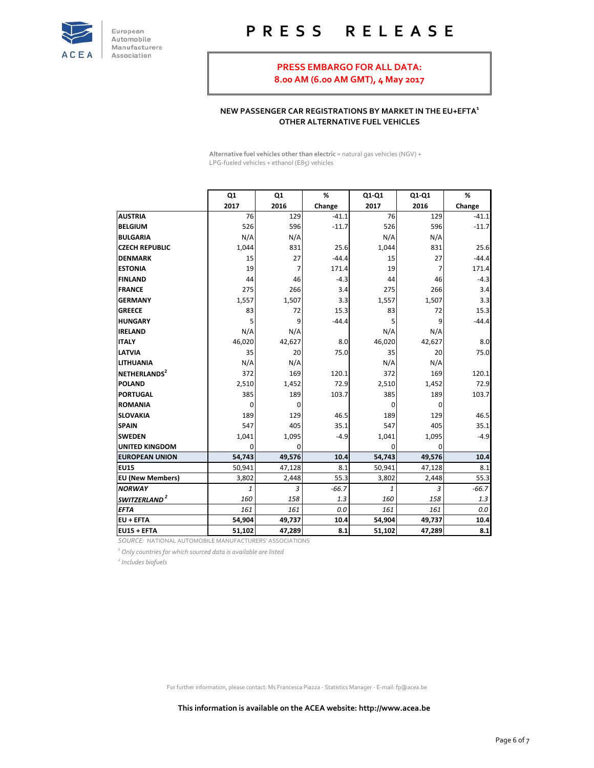# PRESS RELEASE

**PRESS EMBARGO FOR ALL DATA:**
**8.00 AM (6.00 AM GMT), 4 May 2017**

### NEW PASSENGER CAR REGISTRATIONS BY MARKET IN THE EU+EFTA[1]
### OTHER ALTERNATIVE FUEL VEHICLES

**Alternative fuel vehicles other than electric** = natural gas vehicles (NGV) + LPG-fueled vehicles + ethanol (E85) vehicles

| | Q1 2017 | Q1 2016 | % Change | Q1-Q1 2017 | Q1-Q1 2016 | % Change |
|---|---|---|---|---|---|---|
| **AUSTRIA** | 76 | 129 | -41.1 | 76 | 129 | -41.1 |
| **BELGIUM** | 526 | 596 | -11.7 | 526 | 596 | -11.7 |
| **BULGARIA** | N/A | N/A | | N/A | N/A | |
| **CZECH REPUBLIC** | 1,044 | 831 | 25.6 | 1,044 | 831 | 25.6 |
| **DENMARK** | 15 | 27 | -44.4 | 15 | 27 | -44.4 |
| **ESTONIA** | 19 | 7 | 171.4 | 19 | 7 | 171.4 |
| **FINLAND** | 44 | 46 | -4.3 | 44 | 46 | -4.3 |
| **FRANCE** | 275 | 266 | 3.4 | 275 | 266 | 3.4 |
| **GERMANY** | 1,557 | 1,507 | 3.3 | 1,557 | 1,507 | 3.3 |
| **GREECE** | 83 | 72 | 15.3 | 83 | 72 | 15.3 |
| **HUNGARY** | 5 | 9 | -44.4 | 5 | 9 | -44.4 |
| **IRELAND** | N/A | N/A | | N/A | N/A | |
| **ITALY** | 46,020 | 42,627 | 8.0 | 46,020 | 42,627 | 8.0 |
| **LATVIA** | 35 | 20 | 75.0 | 35 | 20 | 75.0 |
| **LITHUANIA** | N/A | N/A | | N/A | N/A | |
| **NETHERLANDS[2]** | 372 | 169 | 120.1 | 372 | 169 | 120.1 |
| **POLAND** | 2,510 | 1,452 | 72.9 | 2,510 | 1,452 | 72.9 |
| **PORTUGAL** | 385 | 189 | 103.7 | 385 | 189 | 103.7 |
| **ROMANIA** | 0 | 0 | | 0 | 0 | |
| **SLOVAKIA** | 189 | 129 | 46.5 | 189 | 129 | 46.5 |
| **SPAIN** | 547 | 405 | 35.1 | 547 | 405 | 35.1 |
| **SWEDEN** | 1,041 | 1,095 | -4.9 | 1,041 | 1,095 | -4.9 |
| **UNITED KINGDOM** | 0 | 0 | | 0 | 0 | |
| **EUROPEAN UNION** | **54,743** | **49,576** | **10.4** | **54,743** | **49,576** | **10.4** |
| **EU15** | 50,941 | 47,128 | 8.1 | 50,941 | 47,128 | 8.1 |
| **EU (New Members)** | 3,802 | 2,448 | 55.3 | 3,802 | 2,448 | 55.3 |
| ***NORWAY*** | *1* | *3* | *-66.7* | *1* | *3* | *-66.7* |
| ***SWITZERLAND[2]*** | *160* | *158* | *1.3* | *160* | *158* | *1.3* |
| ***EFTA*** | *161* | *161* | *0.0* | *161* | *161* | *0.0* |
| **EU + EFTA** | **54,904** | **49,737** | **10.4** | **54,904** | **49,737** | **10.4** |
| **EU15 + EFTA** | **51,102** | **47,289** | **8.1** | **51,102** | **47,289** | **8.1** |

*SOURCE:* NATIONAL AUTOMOBILE MANUFACTURERS' ASSOCIATIONS

[1] *Only countries for which sourced data is available are listed*

[2] *Includes biofuels*

For further information, please contact: Ms Francesca Piazza - Statistics Manager - E-mail: fp@acea.be

**This information is available on the ACEA website: http://www.acea.be**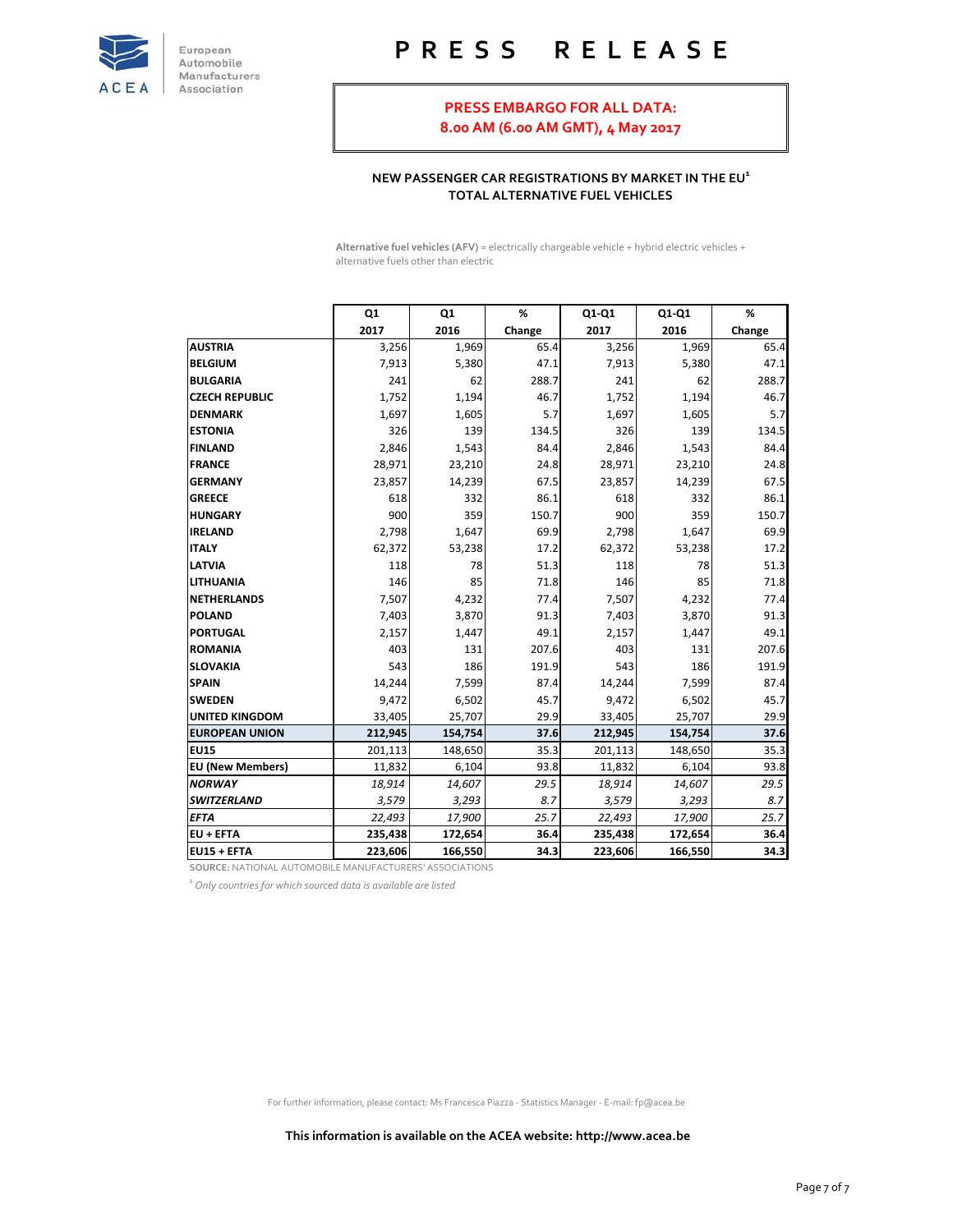European Automobile Manufacturers Association

# PRESS RELEASE

**PRESS EMBARGO FOR ALL DATA: 8.00 AM (6.00 AM GMT), 4 May 2017**

## NEW PASSENGER CAR REGISTRATIONS BY MARKET IN THE EU[1]
## TOTAL ALTERNATIVE FUEL VEHICLES

**Alternative fuel vehicles (AFV)** = electrically chargeable vehicle + hybrid electric vehicles + alternative fuels other than electric

| | Q1 2017 | Q1 2016 | % Change | Q1-Q1 2017 | Q1-Q1 2016 | % Change |
|---|---|---|---|---|---|---|
| **AUSTRIA** | 3,256 | 1,969 | 65.4 | 3,256 | 1,969 | 65.4 |
| **BELGIUM** | 7,913 | 5,380 | 47.1 | 7,913 | 5,380 | 47.1 |
| **BULGARIA** | 241 | 62 | 288.7 | 241 | 62 | 288.7 |
| **CZECH REPUBLIC** | 1,752 | 1,194 | 46.7 | 1,752 | 1,194 | 46.7 |
| **DENMARK** | 1,697 | 1,605 | 5.7 | 1,697 | 1,605 | 5.7 |
| **ESTONIA** | 326 | 139 | 134.5 | 326 | 139 | 134.5 |
| **FINLAND** | 2,846 | 1,543 | 84.4 | 2,846 | 1,543 | 84.4 |
| **FRANCE** | 28,971 | 23,210 | 24.8 | 28,971 | 23,210 | 24.8 |
| **GERMANY** | 23,857 | 14,239 | 67.5 | 23,857 | 14,239 | 67.5 |
| **GREECE** | 618 | 332 | 86.1 | 618 | 332 | 86.1 |
| **HUNGARY** | 900 | 359 | 150.7 | 900 | 359 | 150.7 |
| **IRELAND** | 2,798 | 1,647 | 69.9 | 2,798 | 1,647 | 69.9 |
| **ITALY** | 62,372 | 53,238 | 17.2 | 62,372 | 53,238 | 17.2 |
| **LATVIA** | 118 | 78 | 51.3 | 118 | 78 | 51.3 |
| **LITHUANIA** | 146 | 85 | 71.8 | 146 | 85 | 71.8 |
| **NETHERLANDS** | 7,507 | 4,232 | 77.4 | 7,507 | 4,232 | 77.4 |
| **POLAND** | 7,403 | 3,870 | 91.3 | 7,403 | 3,870 | 91.3 |
| **PORTUGAL** | 2,157 | 1,447 | 49.1 | 2,157 | 1,447 | 49.1 |
| **ROMANIA** | 403 | 131 | 207.6 | 403 | 131 | 207.6 |
| **SLOVAKIA** | 543 | 186 | 191.9 | 543 | 186 | 191.9 |
| **SPAIN** | 14,244 | 7,599 | 87.4 | 14,244 | 7,599 | 87.4 |
| **SWEDEN** | 9,472 | 6,502 | 45.7 | 9,472 | 6,502 | 45.7 |
| **UNITED KINGDOM** | 33,405 | 25,707 | 29.9 | 33,405 | 25,707 | 29.9 |
| **EUROPEAN UNION** | **212,945** | **154,754** | **37.6** | **212,945** | **154,754** | **37.6** |
| **EU15** | 201,113 | 148,650 | 35.3 | 201,113 | 148,650 | 35.3 |
| **EU (New Members)** | 11,832 | 6,104 | 93.8 | 11,832 | 6,104 | 93.8 |
| ***NORWAY*** | *18,914* | *14,607* | *29.5* | *18,914* | *14,607* | *29.5* |
| ***SWITZERLAND*** | *3,579* | *3,293* | *8.7* | *3,579* | *3,293* | *8.7* |
| ***EFTA*** | *22,493* | *17,900* | *25.7* | *22,493* | *17,900* | *25.7* |
| **EU + EFTA** | **235,438** | **172,654** | **36.4** | **235,438** | **172,654** | **36.4** |
| **EU15 + EFTA** | **223,606** | **166,550** | **34.3** | **223,606** | **166,550** | **34.3** |

**SOURCE:** NATIONAL AUTOMOBILE MANUFACTURERS' ASSOCIATIONS

[1] *Only countries for which sourced data is available are listed*

For further information, please contact: Ms Francesca Piazza - Statistics Manager - E-mail: fp@acea.be

**This information is available on the ACEA website: http://www.acea.be**